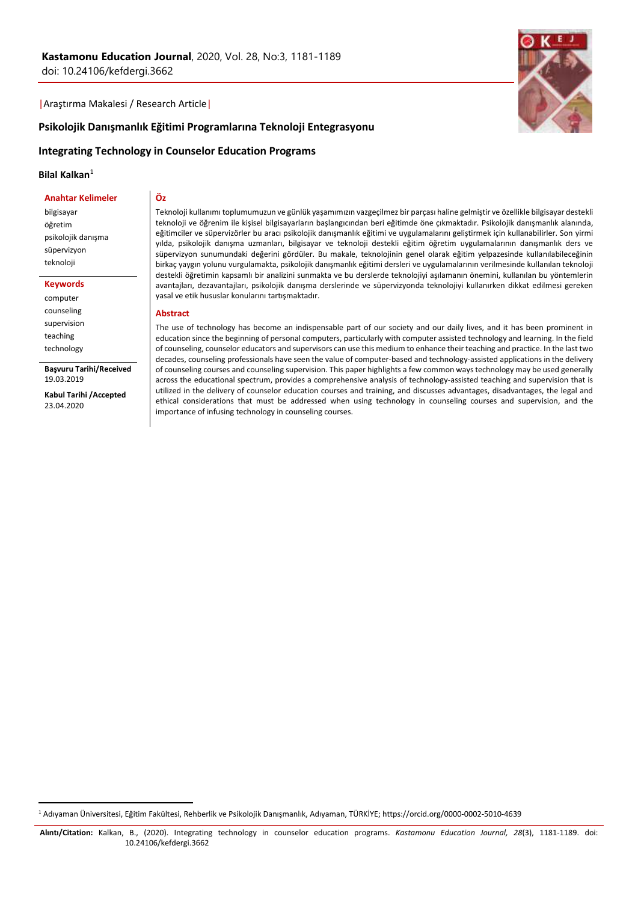**Kastamonu Education Journal**, 2020, Vol. 28, No:3, 1181-1189
doi: 10.24106/kefdergi.3662

|Araştırma Makalesi / Research Article|

# Psikolojik Danışmanlık Eğitimi Programlarına Teknoloji Entegrasyonu

# Integrating Technology in Counselor Education Programs

**Bilal Kalkan**[1]

**Anahtar Kelimeler**

bilgisayar
öğretim
psikolojik danışma
süpervizyon
teknoloji

**Keywords**

computer
counseling
supervision
teaching
technology

**Başvuru Tarihi/Received**
19.03.2019

**Kabul Tarihi /Accepted**
23.04.2020

## Öz

Teknoloji kullanımı toplumumuzun ve günlük yaşamımızın vazgeçilmez bir parçası haline gelmiştir ve özellikle bilgisayar destekli teknoloji ve öğrenim ile kişisel bilgisayarların başlangıcından beri eğitimde öne çıkmaktadır. Psikolojik danışmanlık alanında, eğitimciler ve süpervizörler bu aracı psikolojik danışmanlık eğitimi ve uygulamalarını geliştirmek için kullanabilirler. Son yirmi yılda, psikolojik danışma uzmanları, bilgisayar ve teknoloji destekli eğitim öğretim uygulamalarının danışmanlık ders ve süpervizyon sunumundaki değerini gördüler. Bu makale, teknolojinin genel olarak eğitim yelpazesinde kullanılabileceğinin birkaç yaygın yolunu vurgulamakta, psikolojik danışmanlık eğitimi dersleri ve uygulamalarının verilmesinde kullanılan teknoloji destekli öğretimin kapsamlı bir analizini sunmakta ve bu derslerde teknolojiyi aşılamanın önemini, kullanılan bu yöntemlerin avantajları, dezavantajları, psikolojik danışma derslerinde ve süpervizyonda teknolojiyi kullanırken dikkat edilmesi gereken yasal ve etik hususlar konularını tartışmaktadır.

## Abstract

The use of technology has become an indispensable part of our society and our daily lives, and it has been prominent in education since the beginning of personal computers, particularly with computer assisted technology and learning. In the field of counseling, counselor educators and supervisors can use this medium to enhance their teaching and practice. In the last two decades, counseling professionals have seen the value of computer-based and technology-assisted applications in the delivery of counseling courses and counseling supervision. This paper highlights a few common ways technology may be used generally across the educational spectrum, provides a comprehensive analysis of technology-assisted teaching and supervision that is utilized in the delivery of counselor education courses and training, and discusses advantages, disadvantages, the legal and ethical considerations that must be addressed when using technology in counseling courses and supervision, and the importance of infusing technology in counseling courses.

[1] Adıyaman Üniversitesi, Eğitim Fakültesi, Rehberlik ve Psikolojik Danışmanlık, Adıyaman, TÜRKİYE; https://orcid.org/0000-0002-5010-4639

**Alıntı/Citation:** Kalkan, B., (2020). Integrating technology in counselor education programs. *Kastamonu Education Journal, 28*(3), 1181-1189. doi: 10.24106/kefdergi.3662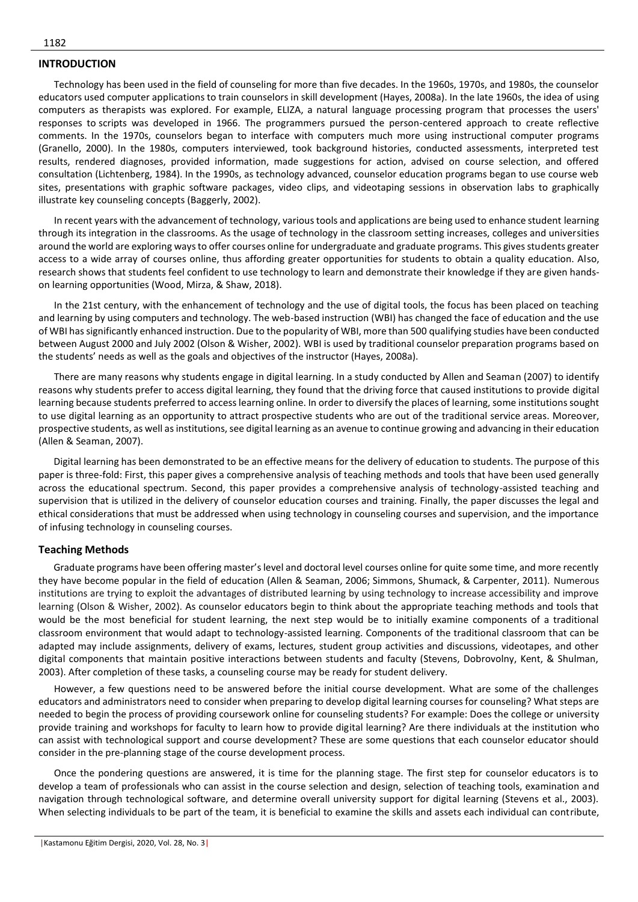## INTRODUCTION

Technology has been used in the field of counseling for more than five decades. In the 1960s, 1970s, and 1980s, the counselor educators used computer applications to train counselors in skill development (Hayes, 2008a). In the late 1960s, the idea of using computers as therapists was explored. For example, ELIZA, a natural language processing program that processes the users' responses to scripts was developed in 1966. The programmers pursued the person-centered approach to create reflective comments. In the 1970s, counselors began to interface with computers much more using instructional computer programs (Granello, 2000). In the 1980s, computers interviewed, took background histories, conducted assessments, interpreted test results, rendered diagnoses, provided information, made suggestions for action, advised on course selection, and offered consultation (Lichtenberg, 1984). In the 1990s, as technology advanced, counselor education programs began to use course web sites, presentations with graphic software packages, video clips, and videotaping sessions in observation labs to graphically illustrate key counseling concepts (Baggerly, 2002).

In recent years with the advancement of technology, various tools and applications are being used to enhance student learning through its integration in the classrooms. As the usage of technology in the classroom setting increases, colleges and universities around the world are exploring ways to offer courses online for undergraduate and graduate programs. This gives students greater access to a wide array of courses online, thus affording greater opportunities for students to obtain a quality education. Also, research shows that students feel confident to use technology to learn and demonstrate their knowledge if they are given hands-on learning opportunities (Wood, Mirza, & Shaw, 2018).

In the 21st century, with the enhancement of technology and the use of digital tools, the focus has been placed on teaching and learning by using computers and technology. The web-based instruction (WBI) has changed the face of education and the use of WBI has significantly enhanced instruction. Due to the popularity of WBI, more than 500 qualifying studies have been conducted between August 2000 and July 2002 (Olson & Wisher, 2002). WBI is used by traditional counselor preparation programs based on the students' needs as well as the goals and objectives of the instructor (Hayes, 2008a).

There are many reasons why students engage in digital learning. In a study conducted by Allen and Seaman (2007) to identify reasons why students prefer to access digital learning, they found that the driving force that caused institutions to provide digital learning because students preferred to access learning online. In order to diversify the places of learning, some institutions sought to use digital learning as an opportunity to attract prospective students who are out of the traditional service areas. Moreover, prospective students, as well as institutions, see digital learning as an avenue to continue growing and advancing in their education (Allen & Seaman, 2007).

Digital learning has been demonstrated to be an effective means for the delivery of education to students. The purpose of this paper is three-fold: First, this paper gives a comprehensive analysis of teaching methods and tools that have been used generally across the educational spectrum. Second, this paper provides a comprehensive analysis of technology-assisted teaching and supervision that is utilized in the delivery of counselor education courses and training. Finally, the paper discusses the legal and ethical considerations that must be addressed when using technology in counseling courses and supervision, and the importance of infusing technology in counseling courses.

### Teaching Methods

Graduate programs have been offering master's level and doctoral level courses online for quite some time, and more recently they have become popular in the field of education (Allen & Seaman, 2006; Simmons, Shumack, & Carpenter, 2011). Numerous institutions are trying to exploit the advantages of distributed learning by using technology to increase accessibility and improve learning (Olson & Wisher, 2002). As counselor educators begin to think about the appropriate teaching methods and tools that would be the most beneficial for student learning, the next step would be to initially examine components of a traditional classroom environment that would adapt to technology-assisted learning. Components of the traditional classroom that can be adapted may include assignments, delivery of exams, lectures, student group activities and discussions, videotapes, and other digital components that maintain positive interactions between students and faculty (Stevens, Dobrovolny, Kent, & Shulman, 2003). After completion of these tasks, a counseling course may be ready for student delivery.

However, a few questions need to be answered before the initial course development. What are some of the challenges educators and administrators need to consider when preparing to develop digital learning courses for counseling? What steps are needed to begin the process of providing coursework online for counseling students? For example: Does the college or university provide training and workshops for faculty to learn how to provide digital learning? Are there individuals at the institution who can assist with technological support and course development? These are some questions that each counselor educator should consider in the pre-planning stage of the course development process.

Once the pondering questions are answered, it is time for the planning stage. The first step for counselor educators is to develop a team of professionals who can assist in the course selection and design, selection of teaching tools, examination and navigation through technological software, and determine overall university support for digital learning (Stevens et al., 2003). When selecting individuals to be part of the team, it is beneficial to examine the skills and assets each individual can contribute,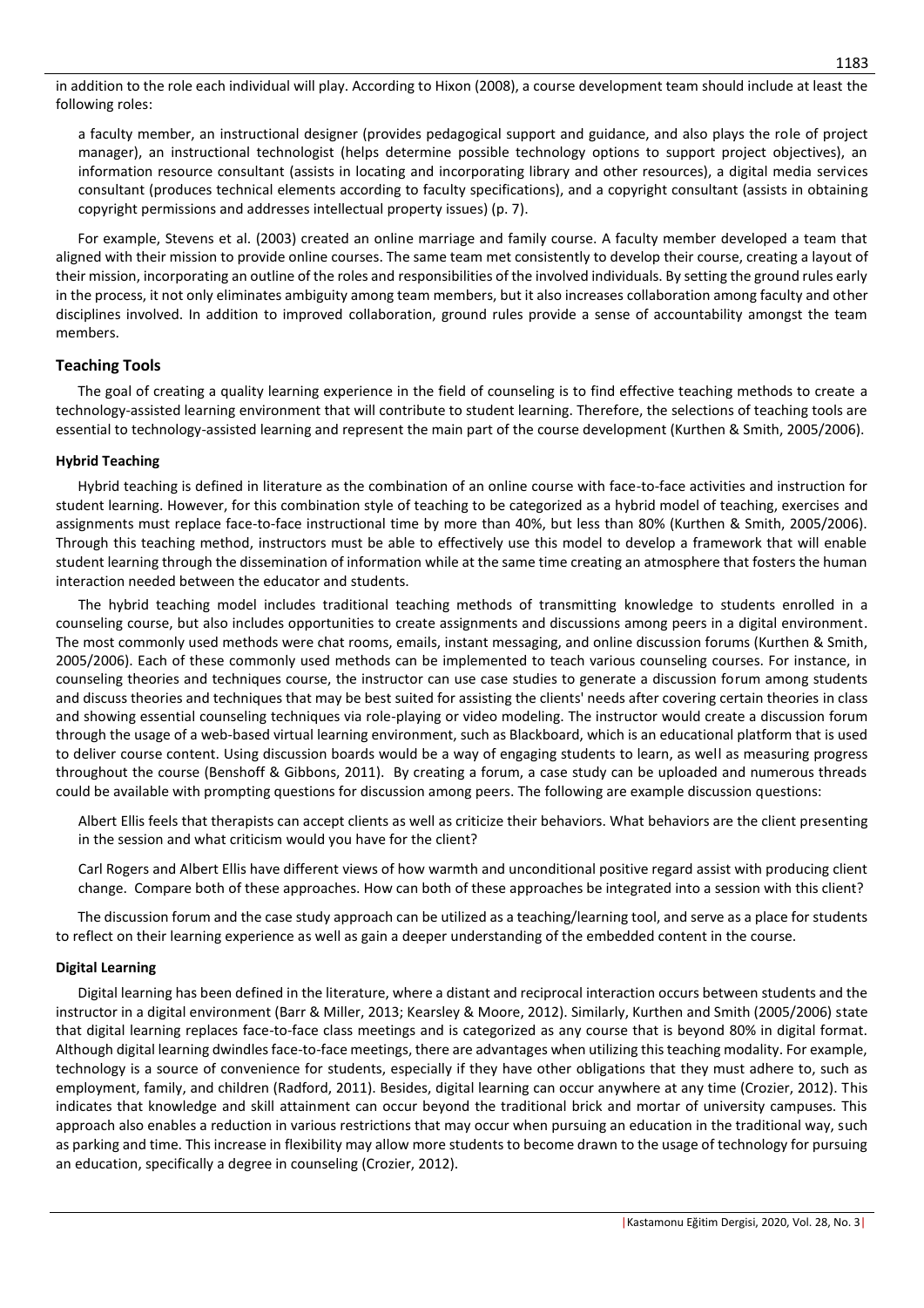in addition to the role each individual will play. According to Hixon (2008), a course development team should include at least the following roles:

> a faculty member, an instructional designer (provides pedagogical support and guidance, and also plays the role of project manager), an instructional technologist (helps determine possible technology options to support project objectives), an information resource consultant (assists in locating and incorporating library and other resources), a digital media services consultant (produces technical elements according to faculty specifications), and a copyright consultant (assists in obtaining copyright permissions and addresses intellectual property issues) (p. 7).

For example, Stevens et al. (2003) created an online marriage and family course. A faculty member developed a team that aligned with their mission to provide online courses. The same team met consistently to develop their course, creating a layout of their mission, incorporating an outline of the roles and responsibilities of the involved individuals. By setting the ground rules early in the process, it not only eliminates ambiguity among team members, but it also increases collaboration among faculty and other disciplines involved. In addition to improved collaboration, ground rules provide a sense of accountability amongst the team members.

## Teaching Tools

The goal of creating a quality learning experience in the field of counseling is to find effective teaching methods to create a technology-assisted learning environment that will contribute to student learning. Therefore, the selections of teaching tools are essential to technology-assisted learning and represent the main part of the course development (Kurthen & Smith, 2005/2006).

### Hybrid Teaching

Hybrid teaching is defined in literature as the combination of an online course with face-to-face activities and instruction for student learning. However, for this combination style of teaching to be categorized as a hybrid model of teaching, exercises and assignments must replace face-to-face instructional time by more than 40%, but less than 80% (Kurthen & Smith, 2005/2006). Through this teaching method, instructors must be able to effectively use this model to develop a framework that will enable student learning through the dissemination of information while at the same time creating an atmosphere that fosters the human interaction needed between the educator and students.

The hybrid teaching model includes traditional teaching methods of transmitting knowledge to students enrolled in a counseling course, but also includes opportunities to create assignments and discussions among peers in a digital environment. The most commonly used methods were chat rooms, emails, instant messaging, and online discussion forums (Kurthen & Smith, 2005/2006). Each of these commonly used methods can be implemented to teach various counseling courses. For instance, in counseling theories and techniques course, the instructor can use case studies to generate a discussion forum among students and discuss theories and techniques that may be best suited for assisting the clients' needs after covering certain theories in class and showing essential counseling techniques via role-playing or video modeling. The instructor would create a discussion forum through the usage of a web-based virtual learning environment, such as Blackboard, which is an educational platform that is used to deliver course content. Using discussion boards would be a way of engaging students to learn, as well as measuring progress throughout the course (Benshoff & Gibbons, 2011). By creating a forum, a case study can be uploaded and numerous threads could be available with prompting questions for discussion among peers. The following are example discussion questions:

> Albert Ellis feels that therapists can accept clients as well as criticize their behaviors. What behaviors are the client presenting in the session and what criticism would you have for the client?
>
> Carl Rogers and Albert Ellis have different views of how warmth and unconditional positive regard assist with producing client change. Compare both of these approaches. How can both of these approaches be integrated into a session with this client?

The discussion forum and the case study approach can be utilized as a teaching/learning tool, and serve as a place for students to reflect on their learning experience as well as gain a deeper understanding of the embedded content in the course.

### Digital Learning

Digital learning has been defined in the literature, where a distant and reciprocal interaction occurs between students and the instructor in a digital environment (Barr & Miller, 2013; Kearsley & Moore, 2012). Similarly, Kurthen and Smith (2005/2006) state that digital learning replaces face-to-face class meetings and is categorized as any course that is beyond 80% in digital format. Although digital learning dwindles face-to-face meetings, there are advantages when utilizing this teaching modality. For example, technology is a source of convenience for students, especially if they have other obligations that they must adhere to, such as employment, family, and children (Radford, 2011). Besides, digital learning can occur anywhere at any time (Crozier, 2012). This indicates that knowledge and skill attainment can occur beyond the traditional brick and mortar of university campuses. This approach also enables a reduction in various restrictions that may occur when pursuing an education in the traditional way, such as parking and time. This increase in flexibility may allow more students to become drawn to the usage of technology for pursuing an education, specifically a degree in counseling (Crozier, 2012).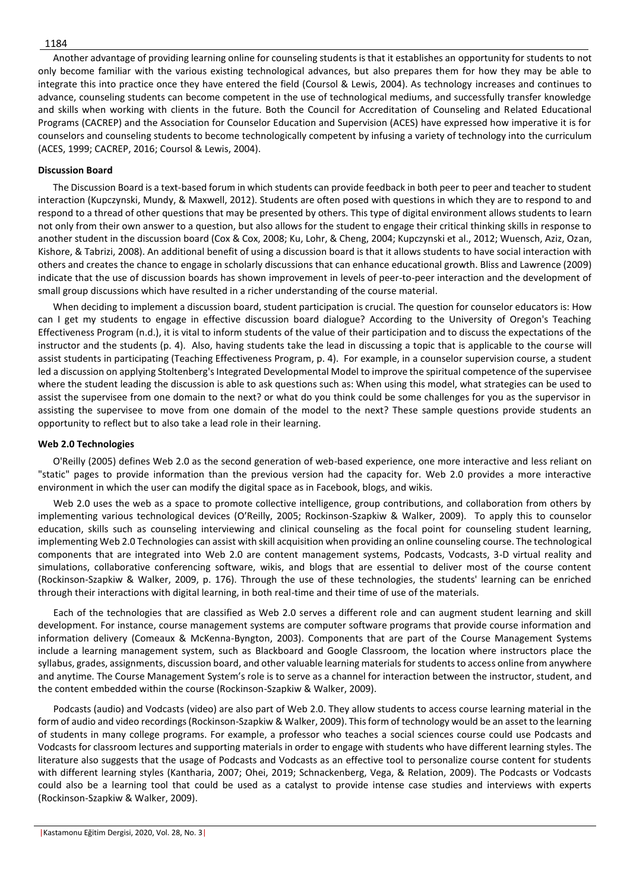Another advantage of providing learning online for counseling students is that it establishes an opportunity for students to not only become familiar with the various existing technological advances, but also prepares them for how they may be able to integrate this into practice once they have entered the field (Coursol & Lewis, 2004). As technology increases and continues to advance, counseling students can become competent in the use of technological mediums, and successfully transfer knowledge and skills when working with clients in the future. Both the Council for Accreditation of Counseling and Related Educational Programs (CACREP) and the Association for Counselor Education and Supervision (ACES) have expressed how imperative it is for counselors and counseling students to become technologically competent by infusing a variety of technology into the curriculum (ACES, 1999; CACREP, 2016; Coursol & Lewis, 2004).

### Discussion Board

The Discussion Board is a text-based forum in which students can provide feedback in both peer to peer and teacher to student interaction (Kupczynski, Mundy, & Maxwell, 2012). Students are often posed with questions in which they are to respond to and respond to a thread of other questions that may be presented by others. This type of digital environment allows students to learn not only from their own answer to a question, but also allows for the student to engage their critical thinking skills in response to another student in the discussion board (Cox & Cox, 2008; Ku, Lohr, & Cheng, 2004; Kupczynski et al., 2012; Wuensch, Aziz, Ozan, Kishore, & Tabrizi, 2008). An additional benefit of using a discussion board is that it allows students to have social interaction with others and creates the chance to engage in scholarly discussions that can enhance educational growth. Bliss and Lawrence (2009) indicate that the use of discussion boards has shown improvement in levels of peer-to-peer interaction and the development of small group discussions which have resulted in a richer understanding of the course material.

When deciding to implement a discussion board, student participation is crucial. The question for counselor educators is: How can I get my students to engage in effective discussion board dialogue? According to the University of Oregon's Teaching Effectiveness Program (n.d.), it is vital to inform students of the value of their participation and to discuss the expectations of the instructor and the students (p. 4). Also, having students take the lead in discussing a topic that is applicable to the course will assist students in participating (Teaching Effectiveness Program, p. 4). For example, in a counselor supervision course, a student led a discussion on applying Stoltenberg's Integrated Developmental Model to improve the spiritual competence of the supervisee where the student leading the discussion is able to ask questions such as: When using this model, what strategies can be used to assist the supervisee from one domain to the next? or what do you think could be some challenges for you as the supervisor in assisting the supervisee to move from one domain of the model to the next? These sample questions provide students an opportunity to reflect but to also take a lead role in their learning.

### Web 2.0 Technologies

O'Reilly (2005) defines Web 2.0 as the second generation of web-based experience, one more interactive and less reliant on "static" pages to provide information than the previous version had the capacity for. Web 2.0 provides a more interactive environment in which the user can modify the digital space as in Facebook, blogs, and wikis.

Web 2.0 uses the web as a space to promote collective intelligence, group contributions, and collaboration from others by implementing various technological devices (O'Reilly, 2005; Rockinson-Szapkiw & Walker, 2009). To apply this to counselor education, skills such as counseling interviewing and clinical counseling as the focal point for counseling student learning, implementing Web 2.0 Technologies can assist with skill acquisition when providing an online counseling course. The technological components that are integrated into Web 2.0 are content management systems, Podcasts, Vodcasts, 3-D virtual reality and simulations, collaborative conferencing software, wikis, and blogs that are essential to deliver most of the course content (Rockinson-Szapkiw & Walker, 2009, p. 176). Through the use of these technologies, the students' learning can be enriched through their interactions with digital learning, in both real-time and their time of use of the materials.

Each of the technologies that are classified as Web 2.0 serves a different role and can augment student learning and skill development. For instance, course management systems are computer software programs that provide course information and information delivery (Comeaux & McKenna-Byngton, 2003). Components that are part of the Course Management Systems include a learning management system, such as Blackboard and Google Classroom, the location where instructors place the syllabus, grades, assignments, discussion board, and other valuable learning materials for students to access online from anywhere and anytime. The Course Management System's role is to serve as a channel for interaction between the instructor, student, and the content embedded within the course (Rockinson-Szapkiw & Walker, 2009).

Podcasts (audio) and Vodcasts (video) are also part of Web 2.0. They allow students to access course learning material in the form of audio and video recordings (Rockinson-Szapkiw & Walker, 2009). This form of technology would be an asset to the learning of students in many college programs. For example, a professor who teaches a social sciences course could use Podcasts and Vodcasts for classroom lectures and supporting materials in order to engage with students who have different learning styles. The literature also suggests that the usage of Podcasts and Vodcasts as an effective tool to personalize course content for students with different learning styles (Kantharia, 2007; Ohei, 2019; Schnackenberg, Vega, & Relation, 2009). The Podcasts or Vodcasts could also be a learning tool that could be used as a catalyst to provide intense case studies and interviews with experts (Rockinson-Szapkiw & Walker, 2009).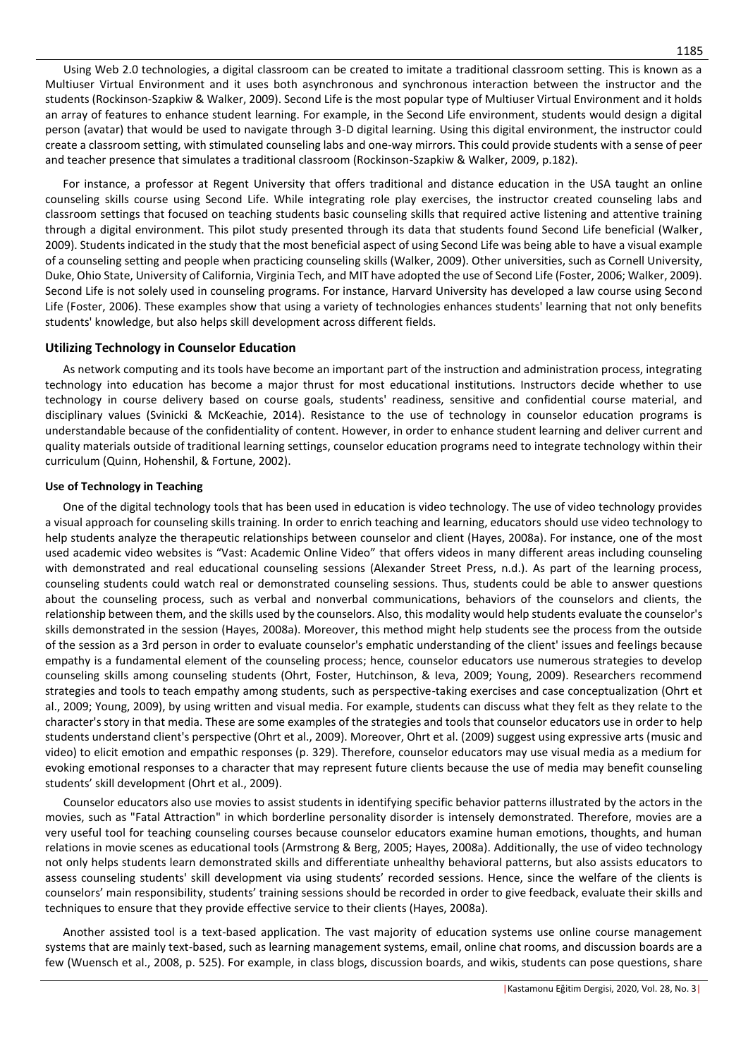Using Web 2.0 technologies, a digital classroom can be created to imitate a traditional classroom setting. This is known as a Multiuser Virtual Environment and it uses both asynchronous and synchronous interaction between the instructor and the students (Rockinson-Szapkiw & Walker, 2009). Second Life is the most popular type of Multiuser Virtual Environment and it holds an array of features to enhance student learning. For example, in the Second Life environment, students would design a digital person (avatar) that would be used to navigate through 3-D digital learning. Using this digital environment, the instructor could create a classroom setting, with stimulated counseling labs and one-way mirrors. This could provide students with a sense of peer and teacher presence that simulates a traditional classroom (Rockinson-Szapkiw & Walker, 2009, p.182).

For instance, a professor at Regent University that offers traditional and distance education in the USA taught an online counseling skills course using Second Life. While integrating role play exercises, the instructor created counseling labs and classroom settings that focused on teaching students basic counseling skills that required active listening and attentive training through a digital environment. This pilot study presented through its data that students found Second Life beneficial (Walker, 2009). Students indicated in the study that the most beneficial aspect of using Second Life was being able to have a visual example of a counseling setting and people when practicing counseling skills (Walker, 2009). Other universities, such as Cornell University, Duke, Ohio State, University of California, Virginia Tech, and MIT have adopted the use of Second Life (Foster, 2006; Walker, 2009). Second Life is not solely used in counseling programs. For instance, Harvard University has developed a law course using Second Life (Foster, 2006). These examples show that using a variety of technologies enhances students' learning that not only benefits students' knowledge, but also helps skill development across different fields.

## Utilizing Technology in Counselor Education

As network computing and its tools have become an important part of the instruction and administration process, integrating technology into education has become a major thrust for most educational institutions. Instructors decide whether to use technology in course delivery based on course goals, students' readiness, sensitive and confidential course material, and disciplinary values (Svinicki & McKeachie, 2014). Resistance to the use of technology in counselor education programs is understandable because of the confidentiality of content. However, in order to enhance student learning and deliver current and quality materials outside of traditional learning settings, counselor education programs need to integrate technology within their curriculum (Quinn, Hohenshil, & Fortune, 2002).

### Use of Technology in Teaching

One of the digital technology tools that has been used in education is video technology. The use of video technology provides a visual approach for counseling skills training. In order to enrich teaching and learning, educators should use video technology to help students analyze the therapeutic relationships between counselor and client (Hayes, 2008a). For instance, one of the most used academic video websites is "Vast: Academic Online Video" that offers videos in many different areas including counseling with demonstrated and real educational counseling sessions (Alexander Street Press, n.d.). As part of the learning process, counseling students could watch real or demonstrated counseling sessions. Thus, students could be able to answer questions about the counseling process, such as verbal and nonverbal communications, behaviors of the counselors and clients, the relationship between them, and the skills used by the counselors. Also, this modality would help students evaluate the counselor's skills demonstrated in the session (Hayes, 2008a). Moreover, this method might help students see the process from the outside of the session as a 3rd person in order to evaluate counselor's emphatic understanding of the client' issues and feelings because empathy is a fundamental element of the counseling process; hence, counselor educators use numerous strategies to develop counseling skills among counseling students (Ohrt, Foster, Hutchinson, & Ieva, 2009; Young, 2009). Researchers recommend strategies and tools to teach empathy among students, such as perspective-taking exercises and case conceptualization (Ohrt et al., 2009; Young, 2009), by using written and visual media. For example, students can discuss what they felt as they relate to the character's story in that media. These are some examples of the strategies and tools that counselor educators use in order to help students understand client's perspective (Ohrt et al., 2009). Moreover, Ohrt et al. (2009) suggest using expressive arts (music and video) to elicit emotion and empathic responses (p. 329). Therefore, counselor educators may use visual media as a medium for evoking emotional responses to a character that may represent future clients because the use of media may benefit counseling students' skill development (Ohrt et al., 2009).

Counselor educators also use movies to assist students in identifying specific behavior patterns illustrated by the actors in the movies, such as "Fatal Attraction" in which borderline personality disorder is intensely demonstrated. Therefore, movies are a very useful tool for teaching counseling courses because counselor educators examine human emotions, thoughts, and human relations in movie scenes as educational tools (Armstrong & Berg, 2005; Hayes, 2008a). Additionally, the use of video technology not only helps students learn demonstrated skills and differentiate unhealthy behavioral patterns, but also assists educators to assess counseling students' skill development via using students' recorded sessions. Hence, since the welfare of the clients is counselors' main responsibility, students' training sessions should be recorded in order to give feedback, evaluate their skills and techniques to ensure that they provide effective service to their clients (Hayes, 2008a).

Another assisted tool is a text-based application. The vast majority of education systems use online course management systems that are mainly text-based, such as learning management systems, email, online chat rooms, and discussion boards are a few (Wuensch et al., 2008, p. 525). For example, in class blogs, discussion boards, and wikis, students can pose questions, share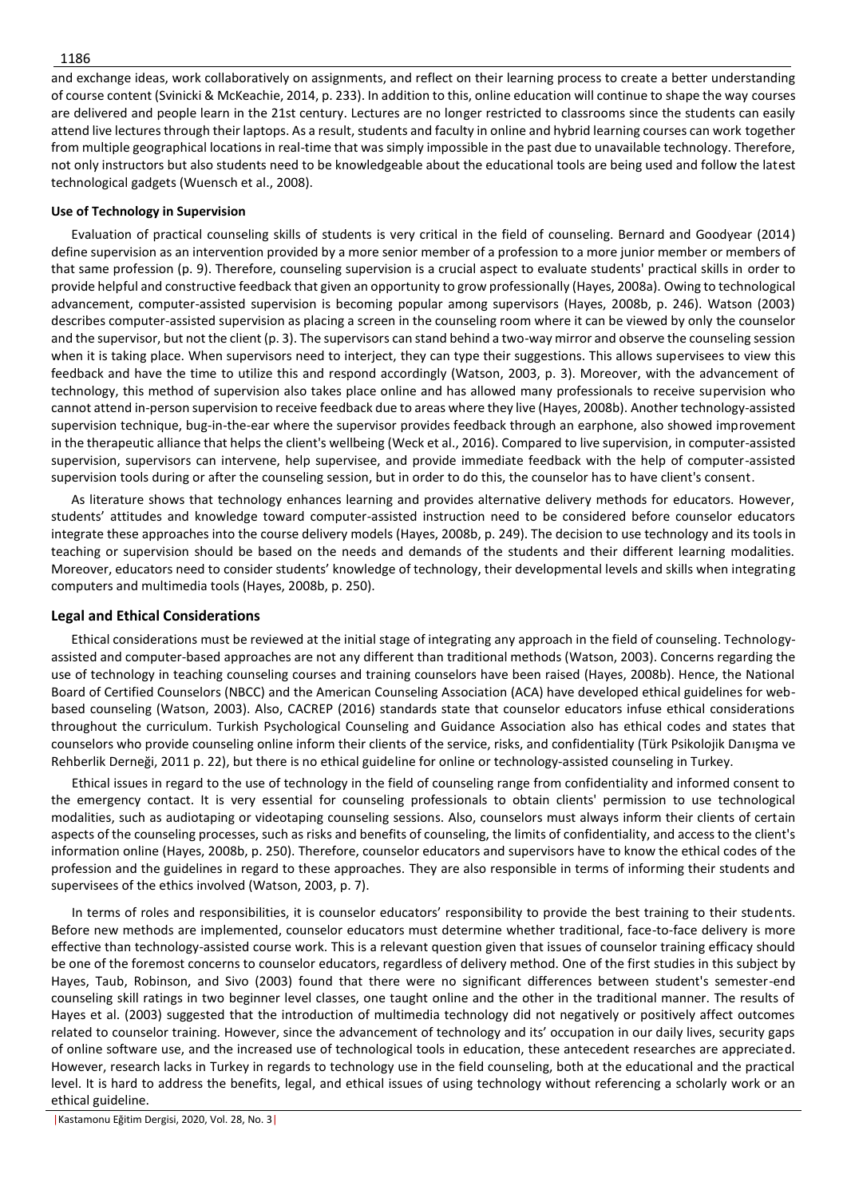and exchange ideas, work collaboratively on assignments, and reflect on their learning process to create a better understanding of course content (Svinicki & McKeachie, 2014, p. 233). In addition to this, online education will continue to shape the way courses are delivered and people learn in the 21st century. Lectures are no longer restricted to classrooms since the students can easily attend live lectures through their laptops. As a result, students and faculty in online and hybrid learning courses can work together from multiple geographical locations in real-time that was simply impossible in the past due to unavailable technology. Therefore, not only instructors but also students need to be knowledgeable about the educational tools are being used and follow the latest technological gadgets (Wuensch et al., 2008).

### Use of Technology in Supervision

Evaluation of practical counseling skills of students is very critical in the field of counseling. Bernard and Goodyear (2014) define supervision as an intervention provided by a more senior member of a profession to a more junior member or members of that same profession (p. 9). Therefore, counseling supervision is a crucial aspect to evaluate students' practical skills in order to provide helpful and constructive feedback that given an opportunity to grow professionally (Hayes, 2008a). Owing to technological advancement, computer-assisted supervision is becoming popular among supervisors (Hayes, 2008b, p. 246). Watson (2003) describes computer-assisted supervision as placing a screen in the counseling room where it can be viewed by only the counselor and the supervisor, but not the client (p. 3). The supervisors can stand behind a two-way mirror and observe the counseling session when it is taking place. When supervisors need to interject, they can type their suggestions. This allows supervisees to view this feedback and have the time to utilize this and respond accordingly (Watson, 2003, p. 3). Moreover, with the advancement of technology, this method of supervision also takes place online and has allowed many professionals to receive supervision who cannot attend in-person supervision to receive feedback due to areas where they live (Hayes, 2008b). Another technology-assisted supervision technique, bug-in-the-ear where the supervisor provides feedback through an earphone, also showed improvement in the therapeutic alliance that helps the client's wellbeing (Weck et al., 2016). Compared to live supervision, in computer-assisted supervision, supervisors can intervene, help supervisee, and provide immediate feedback with the help of computer-assisted supervision tools during or after the counseling session, but in order to do this, the counselor has to have client's consent.

As literature shows that technology enhances learning and provides alternative delivery methods for educators. However, students' attitudes and knowledge toward computer-assisted instruction need to be considered before counselor educators integrate these approaches into the course delivery models (Hayes, 2008b, p. 249). The decision to use technology and its tools in teaching or supervision should be based on the needs and demands of the students and their different learning modalities. Moreover, educators need to consider students' knowledge of technology, their developmental levels and skills when integrating computers and multimedia tools (Hayes, 2008b, p. 250).

## Legal and Ethical Considerations

Ethical considerations must be reviewed at the initial stage of integrating any approach in the field of counseling. Technology-assisted and computer-based approaches are not any different than traditional methods (Watson, 2003). Concerns regarding the use of technology in teaching counseling courses and training counselors have been raised (Hayes, 2008b). Hence, the National Board of Certified Counselors (NBCC) and the American Counseling Association (ACA) have developed ethical guidelines for web-based counseling (Watson, 2003). Also, CACREP (2016) standards state that counselor educators infuse ethical considerations throughout the curriculum. Turkish Psychological Counseling and Guidance Association also has ethical codes and states that counselors who provide counseling online inform their clients of the service, risks, and confidentiality (Türk Psikolojik Danışma ve Rehberlik Derneği, 2011 p. 22), but there is no ethical guideline for online or technology-assisted counseling in Turkey.

Ethical issues in regard to the use of technology in the field of counseling range from confidentiality and informed consent to the emergency contact. It is very essential for counseling professionals to obtain clients' permission to use technological modalities, such as audiotaping or videotaping counseling sessions. Also, counselors must always inform their clients of certain aspects of the counseling processes, such as risks and benefits of counseling, the limits of confidentiality, and access to the client's information online (Hayes, 2008b, p. 250). Therefore, counselor educators and supervisors have to know the ethical codes of the profession and the guidelines in regard to these approaches. They are also responsible in terms of informing their students and supervisees of the ethics involved (Watson, 2003, p. 7).

In terms of roles and responsibilities, it is counselor educators' responsibility to provide the best training to their students. Before new methods are implemented, counselor educators must determine whether traditional, face-to-face delivery is more effective than technology-assisted course work. This is a relevant question given that issues of counselor training efficacy should be one of the foremost concerns to counselor educators, regardless of delivery method. One of the first studies in this subject by Hayes, Taub, Robinson, and Sivo (2003) found that there were no significant differences between student's semester-end counseling skill ratings in two beginner level classes, one taught online and the other in the traditional manner. The results of Hayes et al. (2003) suggested that the introduction of multimedia technology did not negatively or positively affect outcomes related to counselor training. However, since the advancement of technology and its' occupation in our daily lives, security gaps of online software use, and the increased use of technological tools in education, these antecedent researches are appreciated. However, research lacks in Turkey in regards to technology use in the field counseling, both at the educational and the practical level. It is hard to address the benefits, legal, and ethical issues of using technology without referencing a scholarly work or an ethical guideline.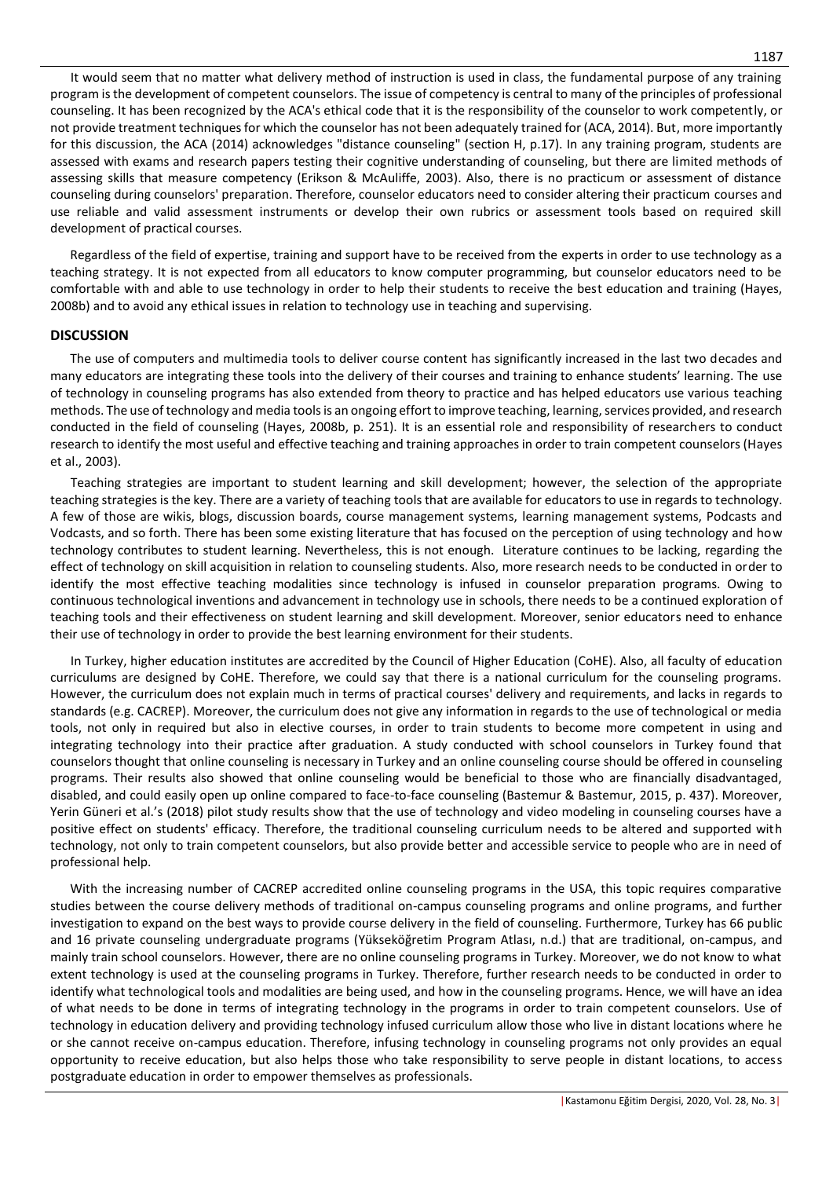It would seem that no matter what delivery method of instruction is used in class, the fundamental purpose of any training program is the development of competent counselors. The issue of competency is central to many of the principles of professional counseling. It has been recognized by the ACA's ethical code that it is the responsibility of the counselor to work competently, or not provide treatment techniques for which the counselor has not been adequately trained for (ACA, 2014). But, more importantly for this discussion, the ACA (2014) acknowledges "distance counseling" (section H, p.17). In any training program, students are assessed with exams and research papers testing their cognitive understanding of counseling, but there are limited methods of assessing skills that measure competency (Erikson & McAuliffe, 2003). Also, there is no practicum or assessment of distance counseling during counselors' preparation. Therefore, counselor educators need to consider altering their practicum courses and use reliable and valid assessment instruments or develop their own rubrics or assessment tools based on required skill development of practical courses.

Regardless of the field of expertise, training and support have to be received from the experts in order to use technology as a teaching strategy. It is not expected from all educators to know computer programming, but counselor educators need to be comfortable with and able to use technology in order to help their students to receive the best education and training (Hayes, 2008b) and to avoid any ethical issues in relation to technology use in teaching and supervising.

## DISCUSSION

The use of computers and multimedia tools to deliver course content has significantly increased in the last two decades and many educators are integrating these tools into the delivery of their courses and training to enhance students' learning. The use of technology in counseling programs has also extended from theory to practice and has helped educators use various teaching methods. The use of technology and media tools is an ongoing effort to improve teaching, learning, services provided, and research conducted in the field of counseling (Hayes, 2008b, p. 251). It is an essential role and responsibility of researchers to conduct research to identify the most useful and effective teaching and training approaches in order to train competent counselors (Hayes et al., 2003).

Teaching strategies are important to student learning and skill development; however, the selection of the appropriate teaching strategies is the key. There are a variety of teaching tools that are available for educators to use in regards to technology. A few of those are wikis, blogs, discussion boards, course management systems, learning management systems, Podcasts and Vodcasts, and so forth. There has been some existing literature that has focused on the perception of using technology and how technology contributes to student learning. Nevertheless, this is not enough. Literature continues to be lacking, regarding the effect of technology on skill acquisition in relation to counseling students. Also, more research needs to be conducted in order to identify the most effective teaching modalities since technology is infused in counselor preparation programs. Owing to continuous technological inventions and advancement in technology use in schools, there needs to be a continued exploration of teaching tools and their effectiveness on student learning and skill development. Moreover, senior educators need to enhance their use of technology in order to provide the best learning environment for their students.

In Turkey, higher education institutes are accredited by the Council of Higher Education (CoHE). Also, all faculty of education curriculums are designed by CoHE. Therefore, we could say that there is a national curriculum for the counseling programs. However, the curriculum does not explain much in terms of practical courses' delivery and requirements, and lacks in regards to standards (e.g. CACREP). Moreover, the curriculum does not give any information in regards to the use of technological or media tools, not only in required but also in elective courses, in order to train students to become more competent in using and integrating technology into their practice after graduation. A study conducted with school counselors in Turkey found that counselors thought that online counseling is necessary in Turkey and an online counseling course should be offered in counseling programs. Their results also showed that online counseling would be beneficial to those who are financially disadvantaged, disabled, and could easily open up online compared to face-to-face counseling (Bastemur & Bastemur, 2015, p. 437). Moreover, Yerin Güneri et al.'s (2018) pilot study results show that the use of technology and video modeling in counseling courses have a positive effect on students' efficacy. Therefore, the traditional counseling curriculum needs to be altered and supported with technology, not only to train competent counselors, but also provide better and accessible service to people who are in need of professional help.

With the increasing number of CACREP accredited online counseling programs in the USA, this topic requires comparative studies between the course delivery methods of traditional on-campus counseling programs and online programs, and further investigation to expand on the best ways to provide course delivery in the field of counseling. Furthermore, Turkey has 66 public and 16 private counseling undergraduate programs (Yükseköğretim Program Atlası, n.d.) that are traditional, on-campus, and mainly train school counselors. However, there are no online counseling programs in Turkey. Moreover, we do not know to what extent technology is used at the counseling programs in Turkey. Therefore, further research needs to be conducted in order to identify what technological tools and modalities are being used, and how in the counseling programs. Hence, we will have an idea of what needs to be done in terms of integrating technology in the programs in order to train competent counselors. Use of technology in education delivery and providing technology infused curriculum allow those who live in distant locations where he or she cannot receive on-campus education. Therefore, infusing technology in counseling programs not only provides an equal opportunity to receive education, but also helps those who take responsibility to serve people in distant locations, to access postgraduate education in order to empower themselves as professionals.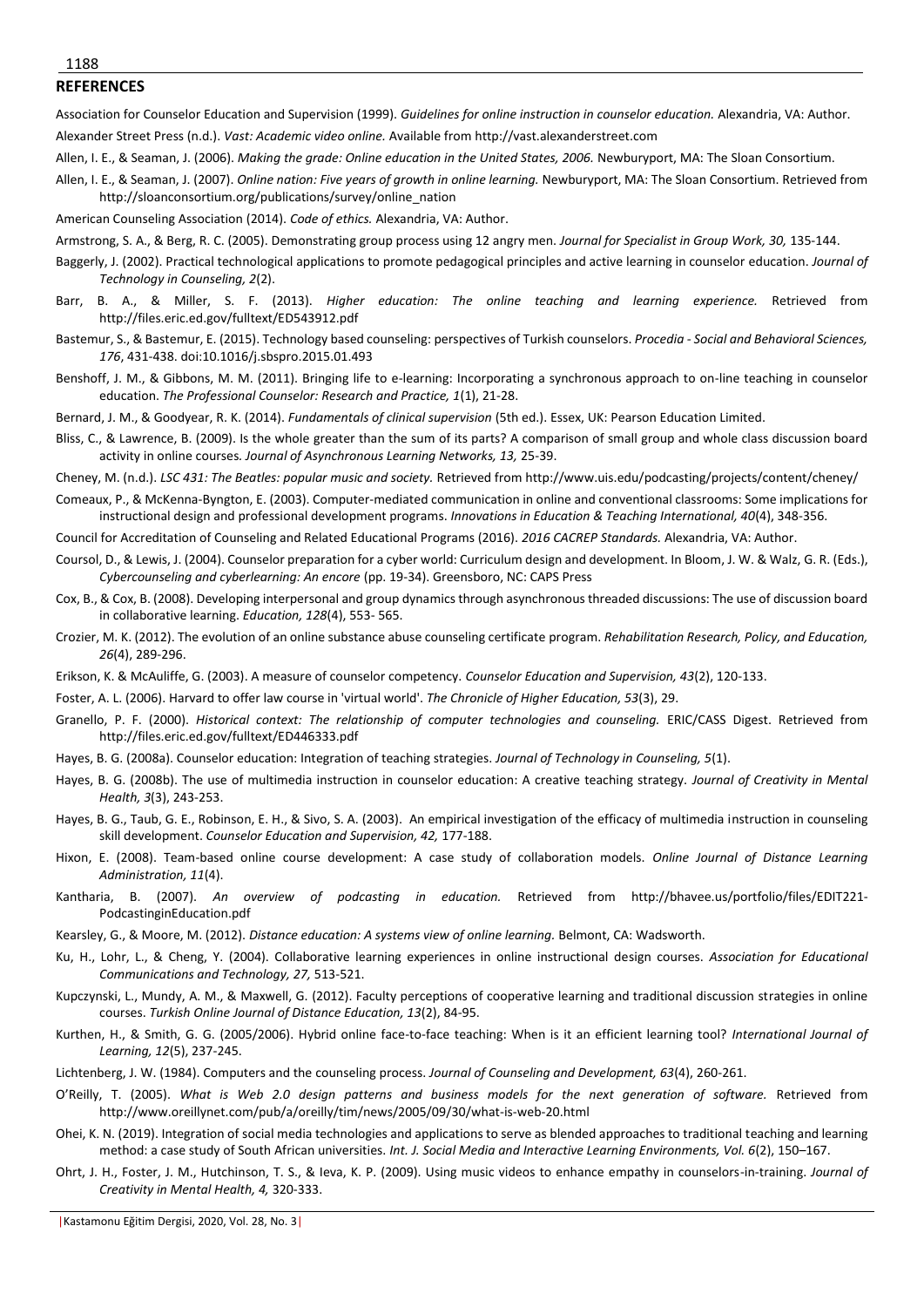## REFERENCES

Association for Counselor Education and Supervision (1999). *Guidelines for online instruction in counselor education.* Alexandria, VA: Author.

Alexander Street Press (n.d.). *Vast: Academic video online.* Available from http://vast.alexanderstreet.com

Allen, I. E., & Seaman, J. (2006). *Making the grade: Online education in the United States, 2006.* Newburyport, MA: The Sloan Consortium.

Allen, I. E., & Seaman, J. (2007). *Online nation: Five years of growth in online learning.* Newburyport, MA: The Sloan Consortium. Retrieved from http://sloanconsortium.org/publications/survey/online_nation

American Counseling Association (2014). *Code of ethics.* Alexandria, VA: Author.

Armstrong, S. A., & Berg, R. C. (2005). Demonstrating group process using 12 angry men. *Journal for Specialist in Group Work, 30,* 135-144.

Baggerly, J. (2002). Practical technological applications to promote pedagogical principles and active learning in counselor education. *Journal of Technology in Counseling, 2*(2).

Barr, B. A., & Miller, S. F. (2013). *Higher education: The online teaching and learning experience.* Retrieved from http://files.eric.ed.gov/fulltext/ED543912.pdf

Bastemur, S., & Bastemur, E. (2015). Technology based counseling: perspectives of Turkish counselors. *Procedia - Social and Behavioral Sciences, 176*, 431-438. doi:10.1016/j.sbspro.2015.01.493

Benshoff, J. M., & Gibbons, M. M. (2011). Bringing life to e-learning: Incorporating a synchronous approach to on-line teaching in counselor education. *The Professional Counselor: Research and Practice, 1*(1), 21-28.

Bernard, J. M., & Goodyear, R. K. (2014). *Fundamentals of clinical supervision* (5th ed.). Essex, UK: Pearson Education Limited.

Bliss, C., & Lawrence, B. (2009). Is the whole greater than the sum of its parts? A comparison of small group and whole class discussion board activity in online courses. *Journal of Asynchronous Learning Networks, 13,* 25-39.

Cheney, M. (n.d.). *LSC 431: The Beatles: popular music and society.* Retrieved from http://www.uis.edu/podcasting/projects/content/cheney/

Comeaux, P., & McKenna-Byngton, E. (2003). Computer-mediated communication in online and conventional classrooms: Some implications for instructional design and professional development programs. *Innovations in Education & Teaching International, 40*(4), 348-356.

Council for Accreditation of Counseling and Related Educational Programs (2016). *2016 CACREP Standards.* Alexandria, VA: Author.

Coursol, D., & Lewis, J. (2004). Counselor preparation for a cyber world: Curriculum design and development. In Bloom, J. W. & Walz, G. R. (Eds.), *Cybercounseling and cyberlearning: An encore* (pp. 19-34). Greensboro, NC: CAPS Press

Cox, B., & Cox, B. (2008). Developing interpersonal and group dynamics through asynchronous threaded discussions: The use of discussion board in collaborative learning. *Education, 128*(4), 553- 565.

Crozier, M. K. (2012). The evolution of an online substance abuse counseling certificate program. *Rehabilitation Research, Policy, and Education, 26*(4), 289-296.

Erikson, K. & McAuliffe, G. (2003). A measure of counselor competency. *Counselor Education and Supervision, 43*(2), 120-133.

Foster, A. L. (2006). Harvard to offer law course in 'virtual world'. *The Chronicle of Higher Education, 53*(3), 29.

Granello, P. F. (2000). *Historical context: The relationship of computer technologies and counseling.* ERIC/CASS Digest. Retrieved from http://files.eric.ed.gov/fulltext/ED446333.pdf

Hayes, B. G. (2008a). Counselor education: Integration of teaching strategies. *Journal of Technology in Counseling, 5*(1).

Hayes, B. G. (2008b). The use of multimedia instruction in counselor education: A creative teaching strategy. *Journal of Creativity in Mental Health, 3*(3), 243-253.

Hayes, B. G., Taub, G. E., Robinson, E. H., & Sivo, S. A. (2003). An empirical investigation of the efficacy of multimedia instruction in counseling skill development. *Counselor Education and Supervision, 42,* 177-188.

Hixon, E. (2008). Team-based online course development: A case study of collaboration models. *Online Journal of Distance Learning Administration, 11*(4).

Kantharia, B. (2007). *An overview of podcasting in education.* Retrieved from http://bhavee.us/portfolio/files/EDIT221-PodcastinginEducation.pdf

Kearsley, G., & Moore, M. (2012). *Distance education: A systems view of online learning.* Belmont, CA: Wadsworth.

Ku, H., Lohr, L., & Cheng, Y. (2004). Collaborative learning experiences in online instructional design courses. *Association for Educational Communications and Technology, 27,* 513-521.

Kupczynski, L., Mundy, A. M., & Maxwell, G. (2012). Faculty perceptions of cooperative learning and traditional discussion strategies in online courses. *Turkish Online Journal of Distance Education, 13*(2), 84-95.

Kurthen, H., & Smith, G. G. (2005/2006). Hybrid online face-to-face teaching: When is it an efficient learning tool? *International Journal of Learning, 12*(5), 237-245.

Lichtenberg, J. W. (1984). Computers and the counseling process. *Journal of Counseling and Development, 63*(4), 260-261.

O'Reilly, T. (2005). *What is Web 2.0 design patterns and business models for the next generation of software.* Retrieved from http://www.oreillynet.com/pub/a/oreilly/tim/news/2005/09/30/what-is-web-20.html

Ohei, K. N. (2019). Integration of social media technologies and applications to serve as blended approaches to traditional teaching and learning method: a case study of South African universities. *Int. J. Social Media and Interactive Learning Environments, Vol. 6*(2), 150–167.

Ohrt, J. H., Foster, J. M., Hutchinson, T. S., & Ieva, K. P. (2009). Using music videos to enhance empathy in counselors-in-training. *Journal of Creativity in Mental Health, 4,* 320-333.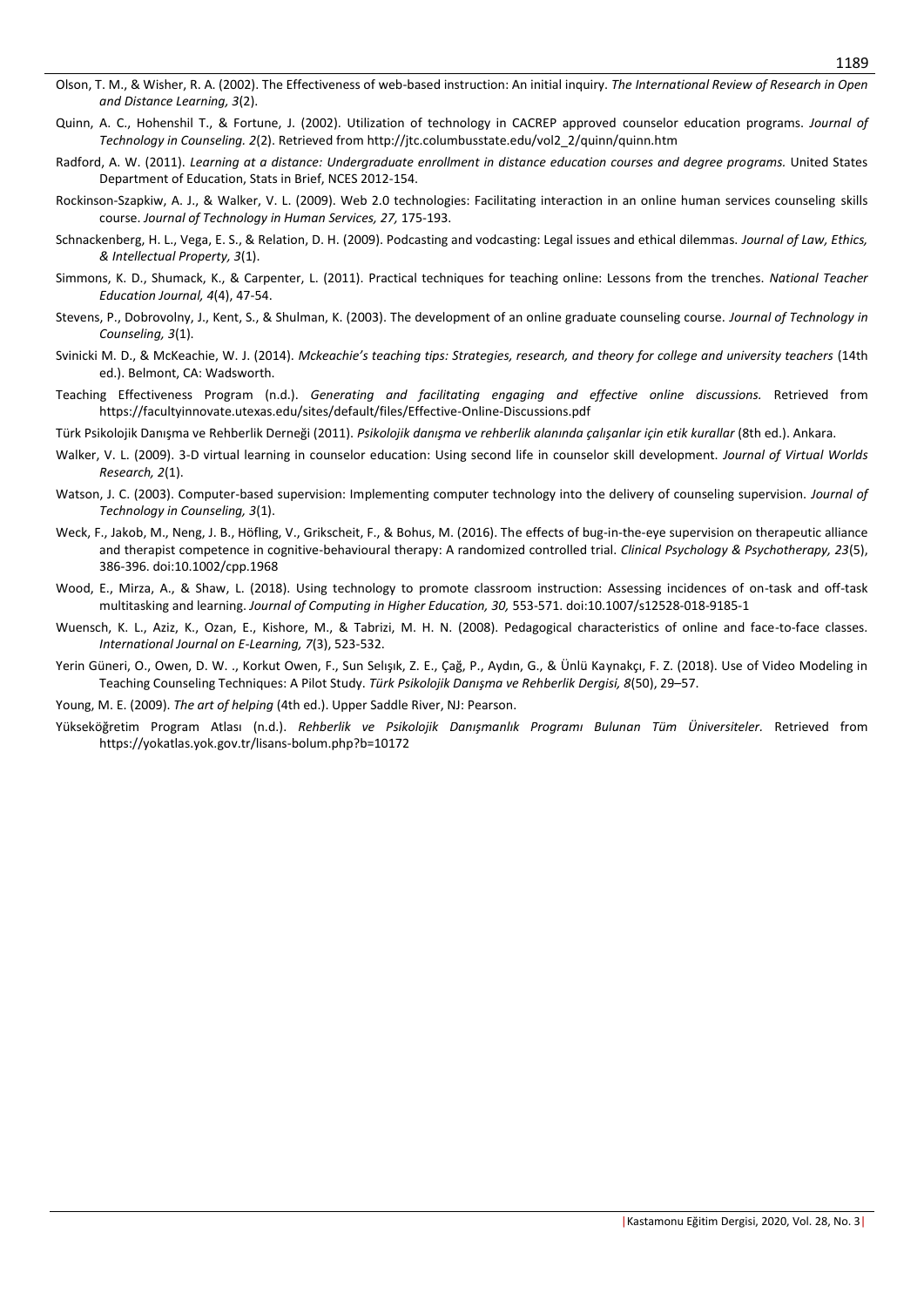Olson, T. M., & Wisher, R. A. (2002). The Effectiveness of web-based instruction: An initial inquiry. *The International Review of Research in Open and Distance Learning, 3*(2).

Quinn, A. C., Hohenshil T., & Fortune, J. (2002). Utilization of technology in CACREP approved counselor education programs. *Journal of Technology in Counseling. 2*(2). Retrieved from http://jtc.columbusstate.edu/vol2_2/quinn/quinn.htm

Radford, A. W. (2011). *Learning at a distance: Undergraduate enrollment in distance education courses and degree programs.* United States Department of Education, Stats in Brief, NCES 2012-154.

Rockinson-Szapkiw, A. J., & Walker, V. L. (2009). Web 2.0 technologies: Facilitating interaction in an online human services counseling skills course. *Journal of Technology in Human Services, 27,* 175-193.

Schnackenberg, H. L., Vega, E. S., & Relation, D. H. (2009). Podcasting and vodcasting: Legal issues and ethical dilemmas. *Journal of Law, Ethics, & Intellectual Property, 3*(1).

Simmons, K. D., Shumack, K., & Carpenter, L. (2011). Practical techniques for teaching online: Lessons from the trenches. *National Teacher Education Journal, 4*(4), 47-54.

Stevens, P., Dobrovolny, J., Kent, S., & Shulman, K. (2003). The development of an online graduate counseling course. *Journal of Technology in Counseling, 3*(1).

Svinicki M. D., & McKeachie, W. J. (2014). *Mckeachie's teaching tips: Strategies, research, and theory for college and university teachers* (14th ed.). Belmont, CA: Wadsworth.

Teaching Effectiveness Program (n.d.). *Generating and facilitating engaging and effective online discussions.* Retrieved from https://facultyinnovate.utexas.edu/sites/default/files/Effective-Online-Discussions.pdf

Türk Psikolojik Danışma ve Rehberlik Derneği (2011). *Psikolojik danışma ve rehberlik alanında çalışanlar için etik kurallar* (8th ed.). Ankara.

Walker, V. L. (2009). 3-D virtual learning in counselor education: Using second life in counselor skill development. *Journal of Virtual Worlds Research, 2*(1).

Watson, J. C. (2003). Computer-based supervision: Implementing computer technology into the delivery of counseling supervision. *Journal of Technology in Counseling, 3*(1).

Weck, F., Jakob, M., Neng, J. B., Höfling, V., Grikscheit, F., & Bohus, M. (2016). The effects of bug-in-the-eye supervision on therapeutic alliance and therapist competence in cognitive-behavioural therapy: A randomized controlled trial. *Clinical Psychology & Psychotherapy, 23*(5), 386-396. doi:10.1002/cpp.1968

Wood, E., Mirza, A., & Shaw, L. (2018). Using technology to promote classroom instruction: Assessing incidences of on-task and off-task multitasking and learning. *Journal of Computing in Higher Education, 30,* 553-571. doi:10.1007/s12528-018-9185-1

Wuensch, K. L., Aziz, K., Ozan, E., Kishore, M., & Tabrizi, M. H. N. (2008). Pedagogical characteristics of online and face-to-face classes. *International Journal on E-Learning, 7*(3), 523-532.

Yerin Güneri, O., Owen, D. W. ., Korkut Owen, F., Sun Selışık, Z. E., Çağ, P., Aydın, G., & Ünlü Kaynakçı, F. Z. (2018). Use of Video Modeling in Teaching Counseling Techniques: A Pilot Study. *Türk Psikolojik Danışma ve Rehberlik Dergisi, 8*(50), 29–57.

Young, M. E. (2009). *The art of helping* (4th ed.). Upper Saddle River, NJ: Pearson.

Yükseköğretim Program Atlası (n.d.). *Rehberlik ve Psikolojik Danışmanlık Programı Bulunan Tüm Üniversiteler*. Retrieved from https://yokatlas.yok.gov.tr/lisans-bolum.php?b=10172